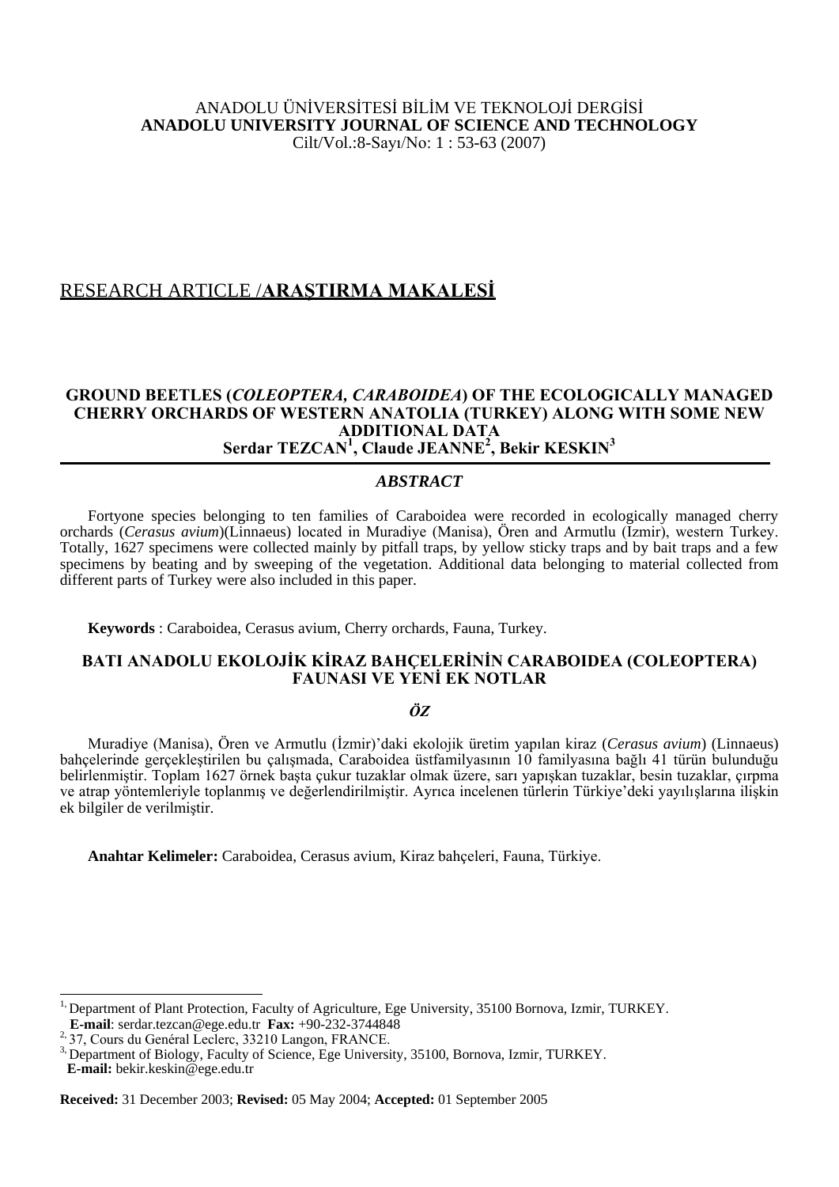ANADOLU ÜNİVERSİTESİ BİLİM VE TEKNOLOJİ DERGİSİ
**ANADOLU UNIVERSITY JOURNAL OF SCIENCE AND TECHNOLOGY**
Cilt/Vol.:8-Sayı/No: 1 : 53-63 (2007)

RESEARCH ARTICLE /**ARAŞTIRMA MAKALESİ**

# GROUND BEETLES (*COLEOPTERA, CARABOIDEA*) OF THE ECOLOGICALLY MANAGED CHERRY ORCHARDS OF WESTERN ANATOLIA (TURKEY) ALONG WITH SOME NEW ADDITIONAL DATA

**Serdar TEZCAN[1], Claude JEANNE[2], Bekir KESKIN[3]**

## *ABSTRACT*

Fortyone species belonging to ten families of Caraboidea were recorded in ecologically managed cherry orchards (*Cerasus avium*)(Linnaeus) located in Muradiye (Manisa), Ören and Armutlu (Izmir), western Turkey. Totally, 1627 specimens were collected mainly by pitfall traps, by yellow sticky traps and by bait traps and a few specimens by beating and by sweeping of the vegetation. Additional data belonging to material collected from different parts of Turkey were also included in this paper.

**Keywords** : Caraboidea, Cerasus avium, Cherry orchards, Fauna, Turkey.

# BATI ANADOLU EKOLOJİK KİRAZ BAHÇELERİNİN CARABOIDEA (COLEOPTERA) FAUNASI VE YENİ EK NOTLAR

## *ÖZ*

Muradiye (Manisa), Ören ve Armutlu (İzmir)'daki ekolojik üretim yapılan kiraz (*Cerasus avium*) (Linnaeus) bahçelerinde gerçekleştirilen bu çalışmada, Caraboidea üstfamilyasının 10 familyasına bağlı 41 türün bulunduğu belirlenmiştir. Toplam 1627 örnek başta çukur tuzaklar olmak üzere, sarı yapışkan tuzaklar, besin tuzaklar, çırpma ve atrap yöntemleriyle toplanmış ve değerlendirilmiştir. Ayrıca incelenen türlerin Türkiye'deki yayılışlarına ilişkin ek bilgiler de verilmiştir.

**Anahtar Kelimeler:** Caraboidea, Cerasus avium, Kiraz bahçeleri, Fauna, Türkiye.

---

[1] Department of Plant Protection, Faculty of Agriculture, Ege University, 35100 Bornova, Izmir, TURKEY.
**E-mail**: serdar.tezcan@ege.edu.tr **Fax:** +90-232-3744848
[2] 37, Cours du Genéral Leclerc, 33210 Langon, FRANCE.
[3] Department of Biology, Faculty of Science, Ege University, 35100, Bornova, Izmir, TURKEY.
**E-mail:** bekir.keskin@ege.edu.tr

**Received:** 31 December 2003; **Revised:** 05 May 2004; **Accepted:** 01 September 2005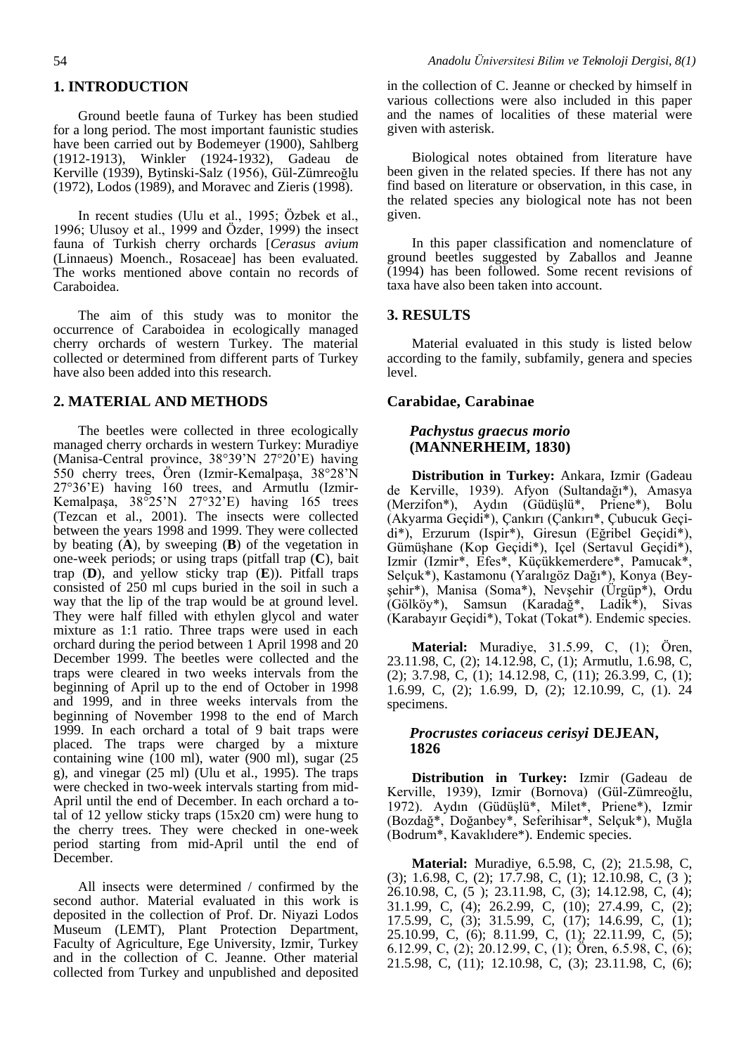## 1. INTRODUCTION

Ground beetle fauna of Turkey has been studied for a long period. The most important faunistic studies have been carried out by Bodemeyer (1900), Sahlberg (1912-1913), Winkler (1924-1932), Gadeau de Kerville (1939), Bytinski-Salz (1956), Gül-Zümreoğlu (1972), Lodos (1989), and Moravec and Zieris (1998).

In recent studies (Ulu et al., 1995; Özbek et al., 1996; Ulusoy et al., 1999 and Özder, 1999) the insect fauna of Turkish cherry orchards [*Cerasus avium* (Linnaeus) Moench., Rosaceae] has been evaluated. The works mentioned above contain no records of Caraboidea.

The aim of this study was to monitor the occurrence of Caraboidea in ecologically managed cherry orchards of western Turkey. The material collected or determined from different parts of Turkey have also been added into this research.

## 2. MATERIAL AND METHODS

The beetles were collected in three ecologically managed cherry orchards in western Turkey: Muradiye (Manisa-Central province, 38°39'N 27°20'E) having 550 cherry trees, Ören (Izmir-Kemalpaşa, 38°28'N 27°36'E) having 160 trees, and Armutlu (Izmir-Kemalpaşa, 38°25'N 27°32'E) having 165 trees (Tezcan et al., 2001). The insects were collected between the years 1998 and 1999. They were collected by beating (**A**), by sweeping (**B**) of the vegetation in one-week periods; or using traps (pitfall trap (**C**), bait trap (**D**), and yellow sticky trap (**E**)). Pitfall traps consisted of 250 ml cups buried in the soil in such a way that the lip of the trap would be at ground level. They were half filled with ethylen glycol and water mixture as 1:1 ratio. Three traps were used in each orchard during the period between 1 April 1998 and 20 December 1999. The beetles were collected and the traps were cleared in two weeks intervals from the beginning of April up to the end of October in 1998 and 1999, and in three weeks intervals from the beginning of November 1998 to the end of March 1999. In each orchard a total of 9 bait traps were placed. The traps were charged by a mixture containing wine (100 ml), water (900 ml), sugar (25 g), and vinegar (25 ml) (Ulu et al., 1995). The traps were checked in two-week intervals starting from mid-April until the end of December. In each orchard a total of 12 yellow sticky traps (15x20 cm) were hung to the cherry trees. They were checked in one-week period starting from mid-April until the end of December.

All insects were determined / confirmed by the second author. Material evaluated in this work is deposited in the collection of Prof. Dr. Niyazi Lodos Museum (LEMT), Plant Protection Department, Faculty of Agriculture, Ege University, Izmir, Turkey and in the collection of C. Jeanne. Other material collected from Turkey and unpublished and deposited in the collection of C. Jeanne or checked by himself in various collections were also included in this paper and the names of localities of these material were given with asterisk.

Biological notes obtained from literature have been given in the related species. If there has not any find based on literature or observation, in this case, in the related species any biological note has not been given.

In this paper classification and nomenclature of ground beetles suggested by Zaballos and Jeanne (1994) has been followed. Some recent revisions of taxa have also been taken into account.

## 3. RESULTS

Material evaluated in this study is listed below according to the family, subfamily, genera and species level.

### Carabidae, Carabinae

#### *Pachystus graecus morio* (MANNERHEIM, 1830)

**Distribution in Turkey:** Ankara, Izmir (Gadeau de Kerville, 1939). Afyon (Sultandağı*), Amasya (Merzifon*), Aydın (Güdüşlü*, Priene*), Bolu (Akyarma Geçidi*), Çankırı (Çankırı*, Çubucuk Geçidi*), Erzurum (Ispir*), Giresun (Eğribel Geçidi*), Gümüşhane (Kop Geçidi*), Içel (Sertavul Geçidi*), Izmir (Izmir*, Efes*, Küçükkemerdere*, Pamucak*, Selçuk*), Kastamonu (Yaralıgöz Dağı*), Konya (Beyşehir*), Manisa (Soma*), Nevşehir (Ürgüp*), Ordu (Gölköy*), Samsun (Karadağ*, Ladik*), Sivas (Karabayır Geçidi*), Tokat (Tokat*). Endemic species.

**Material:** Muradiye, 31.5.99, C, (1); Ören, 23.11.98, C, (2); 14.12.98, C, (1); Armutlu, 1.6.98, C, (2); 3.7.98, C, (1); 14.12.98, C, (11); 26.3.99, C, (1); 1.6.99, C, (2); 1.6.99, D, (2); 12.10.99, C, (1). 24 specimens.

#### *Procrustes coriaceus cerisyi* DEJEAN, 1826

**Distribution in Turkey:** Izmir (Gadeau de Kerville, 1939), Izmir (Bornova) (Gül-Zümreoğlu, 1972). Aydın (Güdüşlü*, Milet*, Priene*), Izmir (Bozdağ*, Doğanbey*, Seferihisar*, Selçuk*), Muğla (Bodrum*, Kavaklıdere*). Endemic species.

**Material:** Muradiye, 6.5.98, C, (2); 21.5.98, C, (3); 1.6.98, C, (2); 17.7.98, C, (1); 12.10.98, C, (3 ); 26.10.98, C, (5 ); 23.11.98, C, (3); 14.12.98, C, (4); 31.1.99, C, (4); 26.2.99, C, (10); 27.4.99, C, (2); 17.5.99, C, (3); 31.5.99, C, (17); 14.6.99, C, (1); 25.10.99, C, (6); 8.11.99, C, (1); 22.11.99, C, (5); 6.12.99, C, (2); 20.12.99, C, (1); Ören, 6.5.98, C, (6); 21.5.98, C, (11); 12.10.98, C, (3); 23.11.98, C, (6);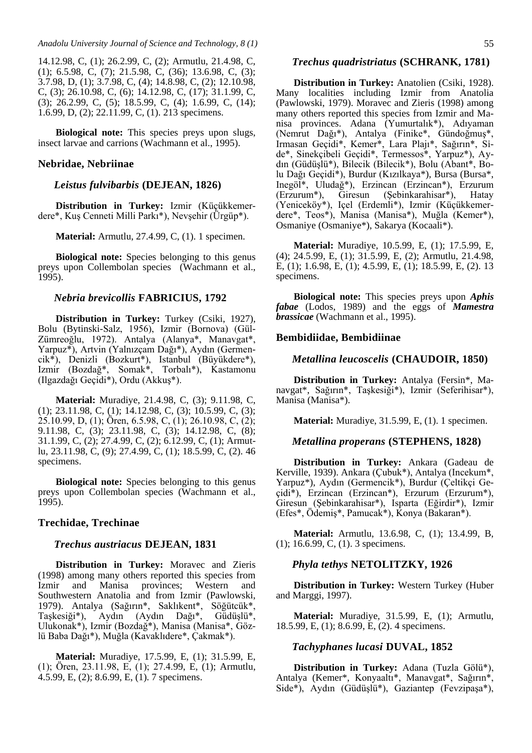14.12.98, C, (1); 26.2.99, C, (2); Armutlu, 21.4.98, C, (1); 6.5.98, C, (7); 21.5.98, C, (36); 13.6.98, C, (3); 3.7.98, D, (1); 3.7.98, C, (4); 14.8.98, C, (2); 12.10.98, C, (3); 26.10.98, C, (6); 14.12.98, C, (17); 31.1.99, C, (3); 26.2.99, C, (5); 18.5.99, C, (4); 1.6.99, C, (14); 1.6.99, D, (2); 22.11.99, C, (1). 213 specimens.

**Biological note:** This species preys upon slugs, insect larvae and carrions (Wachmann et al., 1995).

### Nebridae, Nebriinae

#### *Leistus fulvibarbis* (DEJEAN, 1826)

**Distribution in Turkey:** Izmir (Küçükkemerdere*, Kuş Cenneti Milli Parkı*), Nevşehir (Ürgüp*).

**Material:** Armutlu, 27.4.99, C, (1). 1 specimen.

**Biological note:** Species belonging to this genus preys upon Collembolan species (Wachmann et al., 1995).

#### *Nebria brevicollis* FABRICIUS, 1792

**Distribution in Turkey:** Turkey (Csiki, 1927), Bolu (Bytinski-Salz, 1956), Izmir (Bornova) (Gül-Zümreoğlu, 1972). Antalya (Alanya*, Manavgat*, Yarpuz*), Artvin (Yalnızçam Dağı*), Aydın (Germencik*), Denizli (Bozkurt*), Istanbul (Büyükdere*), Izmir (Bozdağ*, Somak*, Torbalı*), Kastamonu (Ilgazdağı Geçidi*), Ordu (Akkuş*).

**Material:** Muradiye, 21.4.98, C, (3); 9.11.98, C, (1); 23.11.98, C, (1); 14.12.98, C, (3); 10.5.99, C, (3); 25.10.99, D, (1); Ören, 6.5.98, C, (1); 26.10.98, C, (2); 9.11.98, C, (3); 23.11.98, C, (3); 14.12.98, C, (8); 31.1.99, C, (2); 27.4.99, C, (2); 6.12.99, C, (1); Armutlu, 23.11.98, C, (9); 27.4.99, C, (1); 18.5.99, C, (2). 46 specimens.

**Biological note:** Species belonging to this genus preys upon Collembolan species (Wachmann et al., 1995).

### Trechidae, Trechinae

#### *Trechus austriacus* DEJEAN, 1831

**Distribution in Turkey:** Moravec and Zieris (1998) among many others reported this species from Izmir and Manisa provinces; Western and Southwestern Anatolia and from Izmir (Pawlowski, 1979). Antalya (Sağırın*, Saklıkent*, Söğütcük*, Taşkesiği*), Aydın (Aydın Dağı*, Güdüşlü*, Ulukonak*), Izmir (Bozdağ*), Manisa (Manisa*, Gözlü Baba Dağı*), Muğla (Kavaklıdere*, Çakmak*).

**Material:** Muradiye, 17.5.99, E, (1); 31.5.99, E, (1); Ören, 23.11.98, E, (1); 27.4.99, E, (1); Armutlu, 4.5.99, E, (2); 8.6.99, E, (1). 7 specimens.

#### *Trechus quadristriatus* (SCHRANK, 1781)

**Distribution in Turkey:** Anatolien (Csiki, 1928). Many localities including Izmir from Anatolia (Pawlowski, 1979). Moravec and Zieris (1998) among many others reported this species from Izmir and Manisa provinces. Adana (Yumurtalık*), Adıyaman (Nemrut Dağı*), Antalya (Finike*, Gündoğmuş*, Irmasan Geçidi*, Kemer*, Lara Plajı*, Sağırın*, Side*, Sinekçibeli Geçidi*, Termessos*, Yarpuz*), Aydın (Güdüşlü*), Bilecik (Bilecik*), Bolu (Abant*, Bolu Dağı Geçidi*), Burdur (Kızılkaya*), Bursa (Bursa*, Inegöl*, Uludağ*), Erzincan (Erzincan*), Erzurum (Erzurum*), Giresun (Şebinkarahisar*), Hatay (Yeniceköy*), Içel (Erdemli*), Izmir (Küçükkemerdere*, Teos*), Manisa (Manisa*), Muğla (Kemer*), Osmaniye (Osmaniye*), Sakarya (Kocaali*).

**Material:** Muradiye, 10.5.99, E, (1); 17.5.99, E, (4); 24.5.99, E, (1); 31.5.99, E, (2); Armutlu, 21.4.98, E, (1); 1.6.98, E, (1); 4.5.99, E, (1); 18.5.99, E, (2). 13 specimens.

**Biological note:** This species preys upon ***Aphis fabae*** (Lodos, 1989) and the eggs of ***Mamestra brassicae*** (Wachmann et al., 1995).

### Bembidiidae, Bembidiinae

#### *Metallina leucoscelis* (CHAUDOIR, 1850)

**Distribution in Turkey:** Antalya (Fersin*, Manavgat*, Sağırın*, Taşkesiği*), Izmir (Seferihisar*), Manisa (Manisa*).

**Material:** Muradiye, 31.5.99, E, (1). 1 specimen.

#### *Metallina properans* (STEPHENS, 1828)

**Distribution in Turkey:** Ankara (Gadeau de Kerville, 1939). Ankara (Çubuk*), Antalya (Incekum*, Yarpuz*), Aydın (Germencik*), Burdur (Çeltikçi Geçidi*), Erzincan (Erzincan*), Erzurum (Erzurum*), Giresun (Şebinkarahisar*), Isparta (Eğirdir*), Izmir (Efes*, Ödemiş*, Pamucak*), Konya (Bakaran*).

**Material:** Armutlu, 13.6.98, C, (1); 13.4.99, B, (1); 16.6.99, C, (1). 3 specimens.

#### *Phyla tethys* NETOLITZKY, 1926

**Distribution in Turkey:** Western Turkey (Huber and Marggi, 1997).

**Material:** Muradiye, 31.5.99, E, (1); Armutlu, 18.5.99, E, (1); 8.6.99, E, (2). 4 specimens.

#### *Tachyphanes lucasi* DUVAL, 1852

**Distribution in Turkey:** Adana (Tuzla Gölü*), Antalya (Kemer*, Konyaaltı*, Manavgat*, Sağırın*, Side*), Aydın (Güdüşlü*), Gaziantep (Fevzipaşa*),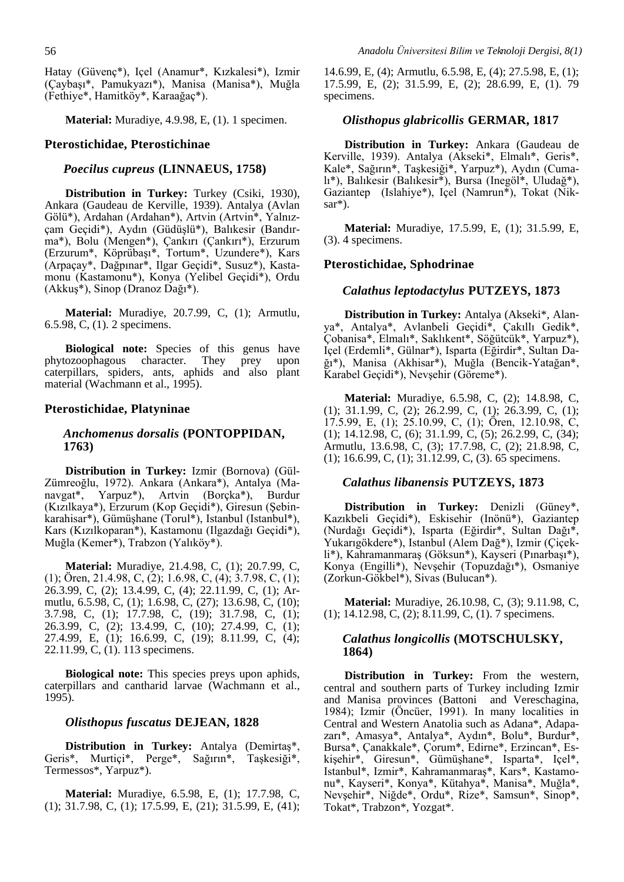Hatay (Güvenç*), Içel (Anamur*, Kızkalesi*), Izmir (Çaybaşı*, Pamukyazı*), Manisa (Manisa*), Muğla (Fethiye*, Hamitköy*, Karaağaç*).

**Material:** Muradiye, 4.9.98, E, (1). 1 specimen.

### Pterostichidae, Pterostichinae

#### *Poecilus cupreus* (LINNAEUS, 1758)

**Distribution in Turkey:** Turkey (Csiki, 1930), Ankara (Gaudeau de Kerville, 1939). Antalya (Avlan Gölü*), Ardahan (Ardahan*), Artvin (Artvin*, Yalnızçam Geçidi*), Aydın (Güdüşlü*), Balıkesir (Bandırma*), Bolu (Mengen*), Çankırı (Çankırı*), Erzurum (Erzurum*, Köprübaşı*, Tortum*, Uzundere*), Kars (Arpaçay*, Dağpınar*, Ilgar Geçidi*, Susuz*), Kastamonu (Kastamonu*), Konya (Yelibel Geçidi*), Ordu (Akkuş*), Sinop (Dranoz Dağı*).

**Material:** Muradiye, 20.7.99, C, (1); Armutlu, 6.5.98, C, (1). 2 specimens.

**Biological note:** Species of this genus have phytozoophagous character. They prey upon caterpillars, spiders, ants, aphids and also plant material (Wachmann et al., 1995).

### Pterostichidae, Platyninae

#### *Anchomenus dorsalis* (PONTOPPIDAN, 1763)

**Distribution in Turkey:** Izmir (Bornova) (Gül-Zümreoğlu, 1972). Ankara (Ankara*), Antalya (Manavgat*, Yarpuz*), Artvin (Borçka*), Burdur (Kızılkaya*), Erzurum (Kop Geçidi*), Giresun (Şebinkarahisar*), Gümüşhane (Torul*), Istanbul (Istanbul*), Kars (Kızılkoparan*), Kastamonu (Ilgazdağı Geçidi*), Muğla (Kemer*), Trabzon (Yalıköy*).

**Material:** Muradiye, 21.4.98, C, (1); 20.7.99, C, (1); Ören, 21.4.98, C, (2); 1.6.98, C, (4); 3.7.98, C, (1); 26.3.99, C, (2); 13.4.99, C, (4); 22.11.99, C, (1); Armutlu, 6.5.98, C, (1); 1.6.98, C, (27); 13.6.98, C, (10); 3.7.98, C, (1); 17.7.98, C, (19); 31.7.98, C, (1); 26.3.99, C, (2); 13.4.99, C, (10); 27.4.99, C, (1); 27.4.99, E, (1); 16.6.99, C, (19); 8.11.99, C, (4); 22.11.99, C, (1). 113 specimens.

**Biological note:** This species preys upon aphids, caterpillars and cantharid larvae (Wachmann et al., 1995).

#### *Olisthopus fuscatus* DEJEAN, 1828

**Distribution in Turkey:** Antalya (Demirtaş*, Geris*, Murtiçi*, Perge*, Sağırın*, Taşkesiği*, Termessos*, Yarpuz*).

**Material:** Muradiye, 6.5.98, E, (1); 17.7.98, C, (1); 31.7.98, C, (1); 17.5.99, E, (21); 31.5.99, E, (41); 14.6.99, E, (4); Armutlu, 6.5.98, E, (4); 27.5.98, E, (1); 17.5.99, E, (2); 31.5.99, E, (2); 28.6.99, E, (1). 79 specimens.

#### *Olisthopus glabricollis* GERMAR, 1817

**Distribution in Turkey:** Ankara (Gaudeau de Kerville, 1939). Antalya (Akseki*, Elmalı*, Geris*, Kale*, Sağırın*, Taşkesiği*, Yarpuz*), Aydın (Cumalı*), Balıkesir (Balıkesir*), Bursa (Inegöl*, Uludağ*), Gaziantep (Islahiye*), Içel (Namrun*), Tokat (Niksar*).

**Material:** Muradiye, 17.5.99, E, (1); 31.5.99, E, (3). 4 specimens.

### Pterostichidae, Sphodrinae

#### *Calathus leptodactylus* PUTZEYS, 1873

**Distribution in Turkey:** Antalya (Akseki*, Alanya*, Antalya*, Avlanbeli Geçidi*, Çakıllı Gedik*, Çobanisa*, Elmalı*, Saklıkent*, Söğütcük*, Yarpuz*), Içel (Erdemli*, Gülnar*), Isparta (Eğirdir*, Sultan Dağı*), Manisa (Akhisar*), Muğla (Bencik-Yatağan*, Karabel Geçidi*), Nevşehir (Göreme*).

**Material:** Muradiye, 6.5.98, C, (2); 14.8.98, C, (1); 31.1.99, C, (2); 26.2.99, C, (1); 26.3.99, C, (1); 17.5.99, E, (1); 25.10.99, C, (1); Ören, 12.10.98, C, (1); 14.12.98, C, (6); 31.1.99, C, (5); 26.2.99, C, (34); Armutlu, 13.6.98, C, (3); 17.7.98, C, (2); 21.8.98, C, (1); 16.6.99, C, (1); 31.12.99, C, (3). 65 specimens.

#### *Calathus libanensis* PUTZEYS, 1873

**Distribution in Turkey:** Denizli (Güney*, Kazıkbeli Geçidi*), Eskisehir (Inönü*), Gaziantep (Nurdağı Geçidi*), Isparta (Eğirdir*, Sultan Dağı*, Yukarıgökdere*), Istanbul (Alem Dağ*), Izmir (Çiçekli*), Kahramanmaraş (Göksun*), Kayseri (Pınarbaşı*), Konya (Engilli*), Nevşehir (Topuzdağı*), Osmaniye (Zorkun-Gökbel*), Sivas (Bulucan*).

**Material:** Muradiye, 26.10.98, C, (3); 9.11.98, C, (1); 14.12.98, C, (2); 8.11.99, C, (1). 7 specimens.

#### *Calathus longicollis* (MOTSCHULSKY, 1864)

**Distribution in Turkey:** From the western, central and southern parts of Turkey including Izmir and Manisa provinces (Battoni and Vereschagina, 1984); Izmir (Öncüer, 1991). In many localities in Central and Western Anatolia such as Adana*, Adapazarı*, Amasya*, Antalya*, Aydın*, Bolu*, Burdur*, Bursa*, Çanakkale*, Çorum*, Edirne*, Erzincan*, Eskişehir*, Giresun*, Gümüşhane*, Isparta*, Içel*, Istanbul*, Izmir*, Kahramanmaraş*, Kars*, Kastamonu*, Kayseri*, Konya*, Kütahya*, Manisa*, Muğla*, Nevşehir*, Niğde*, Ordu*, Rize*, Samsun*, Sinop*, Tokat*, Trabzon*, Yozgat*.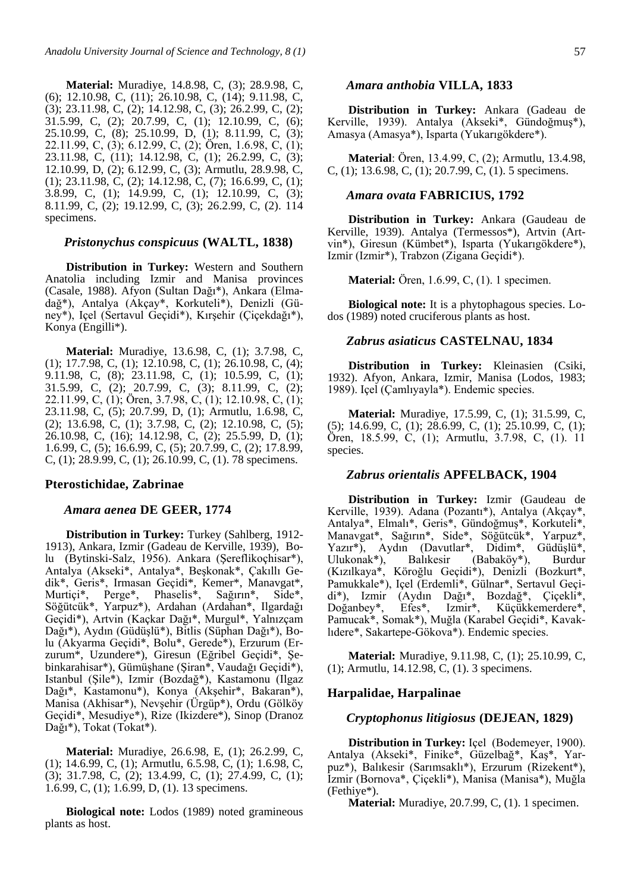**Material:** Muradiye, 14.8.98, C, (3); 28.9.98, C, (6); 12.10.98, C, (11); 26.10.98, C, (14); 9.11.98, C, (3); 23.11.98, C, (2); 14.12.98, C, (3); 26.2.99, C, (2); 31.5.99, C, (2); 20.7.99, C, (1); 12.10.99, C, (6); 25.10.99, C, (8); 25.10.99, D, (1); 8.11.99, C, (3); 22.11.99, C, (3); 6.12.99, C, (2); Ören, 1.6.98, C, (1); 23.11.98, C, (11); 14.12.98, C, (1); 26.2.99, C, (3); 12.10.99, D, (2); 6.12.99, C, (3); Armutlu, 28.9.98, C, (1); 23.11.98, C, (2); 14.12.98, C, (7); 16.6.99, C, (1); 3.8.99, C, (1); 14.9.99, C, (1); 12.10.99, C, (3); 8.11.99, C, (2); 19.12.99, C, (3); 26.2.99, C, (2). 114 specimens.

### *Pristonychus conspicuus* (WALTL, 1838)

**Distribution in Turkey:** Western and Southern Anatolia including Izmir and Manisa provinces (Casale, 1988). Afyon (Sultan Dağı*), Ankara (Elmadağ*), Antalya (Akçay*, Korkuteli*), Denizli (Güney*), Içel (Sertavul Geçidi*), Kırşehir (Çiçekdağı*), Konya (Engilli*).

**Material:** Muradiye, 13.6.98, C, (1); 3.7.98, C, (1); 17.7.98, C, (1); 12.10.98, C, (1); 26.10.98, C, (4); 9.11.98, C, (8); 23.11.98, C, (1); 10.5.99, C, (1); 31.5.99, C, (2); 20.7.99, C, (3); 8.11.99, C, (2); 22.11.99, C, (1); Ören, 3.7.98, C, (1); 12.10.98, C, (1); 23.11.98, C, (5); 20.7.99, D, (1); Armutlu, 1.6.98, C, (2); 13.6.98, C, (1); 3.7.98, C, (2); 12.10.98, C, (5); 26.10.98, C, (16); 14.12.98, C, (2); 25.5.99, D, (1); 1.6.99, C, (5); 16.6.99, C, (5); 20.7.99, C, (2); 17.8.99, C, (1); 28.9.99, C, (1); 26.10.99, C, (1). 78 specimens.

## Pterostichidae, Zabrinae

### *Amara aenea* DE GEER, 1774

**Distribution in Turkey:** Turkey (Sahlberg, 1912-1913), Ankara, Izmir (Gadeau de Kerville, 1939), Bolu (Bytinski-Salz, 1956). Ankara (Şereflikoçhisar*), Antalya (Akseki*, Antalya*, Beşkonak*, Çakıllı Gedik*, Geris*, Irmasan Geçidi*, Kemer*, Manavgat*, Murtiçi*, Perge*, Phaselis*, Sağırın*, Side*, Söğütcük*, Yarpuz*), Ardahan (Ardahan*, Ilgardağı Geçidi*), Artvin (Kaçkar Dağı*, Murgul*, Yalnızçam Dağı*), Aydın (Güdüşlü*), Bitlis (Süphan Dağı*), Bolu (Akyarma Geçidi*, Bolu*, Gerede*), Erzurum (Erzurum*, Uzundere*), Giresun (Eğribel Geçidi*, Şebinkarahisar*), Gümüşhane (Şiran*, Vaudağı Geçidi*), Istanbul (Şile*), Izmir (Bozdağ*), Kastamonu (Ilgaz Dağı*, Kastamonu*), Konya (Akşehir*, Bakaran*), Manisa (Akhisar*), Nevşehir (Ürgüp*), Ordu (Gölköy Geçidi*, Mesudiye*), Rize (Ikizdere*), Sinop (Dranoz Dağı*), Tokat (Tokat*).

**Material:** Muradiye, 26.6.98, E, (1); 26.2.99, C, (1); 14.6.99, C, (1); Armutlu, 6.5.98, C, (1); 1.6.98, C, (3); 31.7.98, C, (2); 13.4.99, C, (1); 27.4.99, C, (1); 1.6.99, C, (1); 1.6.99, D, (1). 13 specimens.

**Biological note:** Lodos (1989) noted gramineous plants as host.

### *Amara anthobia* VILLA, 1833

**Distribution in Turkey:** Ankara (Gadeau de Kerville, 1939). Antalya (Akseki*, Gündoğmuş*), Amasya (Amasya*), Isparta (Yukarıgökdere*).

**Material**: Ören, 13.4.99, C, (2); Armutlu, 13.4.98, C, (1); 13.6.98, C, (1); 20.7.99, C, (1). 5 specimens.

### *Amara ovata* FABRICIUS, 1792

**Distribution in Turkey:** Ankara (Gaudeau de Kerville, 1939). Antalya (Termessos*), Artvin (Artvin*), Giresun (Kümbet*), Isparta (Yukarıgökdere*), Izmir (Izmir*), Trabzon (Zigana Geçidi*).

**Material:** Ören, 1.6.99, C, (1). 1 specimen.

**Biological note:** It is a phytophagous species. Lodos (1989) noted cruciferous plants as host.

### *Zabrus asiaticus* CASTELNAU, 1834

**Distribution in Turkey:** Kleinasien (Csiki, 1932). Afyon, Ankara, Izmir, Manisa (Lodos, 1983; 1989). Içel (Çamlıyayla*). Endemic species.

**Material:** Muradiye, 17.5.99, C, (1); 31.5.99, C, (5); 14.6.99, C, (1); 28.6.99, C, (1); 25.10.99, C, (1); Ören, 18.5.99, C, (1); Armutlu, 3.7.98, C, (1). 11 species.

### *Zabrus orientalis* APFELBACK, 1904

**Distribution in Turkey:** Izmir (Gaudeau de Kerville, 1939). Adana (Pozantı*), Antalya (Akçay*, Antalya*, Elmalı*, Geris*, Gündoğmuş*, Korkuteli*, Manavgat*, Sağırın*, Side*, Söğütcük*, Yarpuz*, Yazır*), Aydın (Davutlar*, Didim*, Güdüşlü*, Ulukonak*), Balıkesir (Babaköy*), Burdur (Kızılkaya*, Köroğlu Geçidi*), Denizli (Bozkurt*, Pamukkale*), Içel (Erdemli*, Gülnar*, Sertavul Geçidi*), Izmir (Aydın Dağı*, Bozdağ*, Çiçekli*, Doğanbey*, Efes*, Izmir*, Küçükkemerdere*, Pamucak*, Somak*), Muğla (Karabel Geçidi*, Kavaklıdere*, Sakartepe-Gökova*). Endemic species.

**Material:** Muradiye, 9.11.98, C, (1); 25.10.99, C, (1); Armutlu, 14.12.98, C, (1). 3 specimens.

## Harpalidae, Harpalinae

### *Cryptophonus litigiosus* (DEJEAN, 1829)

**Distribution in Turkey:** Içel (Bodemeyer, 1900). Antalya (Akseki*, Finike*, Güzelbağ*, Kaş*, Yarpuz*), Balıkesir (Sarımsaklı*), Erzurum (Rizekent*), Izmir (Bornova*, Çiçekli*), Manisa (Manisa*), Muğla (Fethiye*).

**Material:** Muradiye, 20.7.99, C, (1). 1 specimen.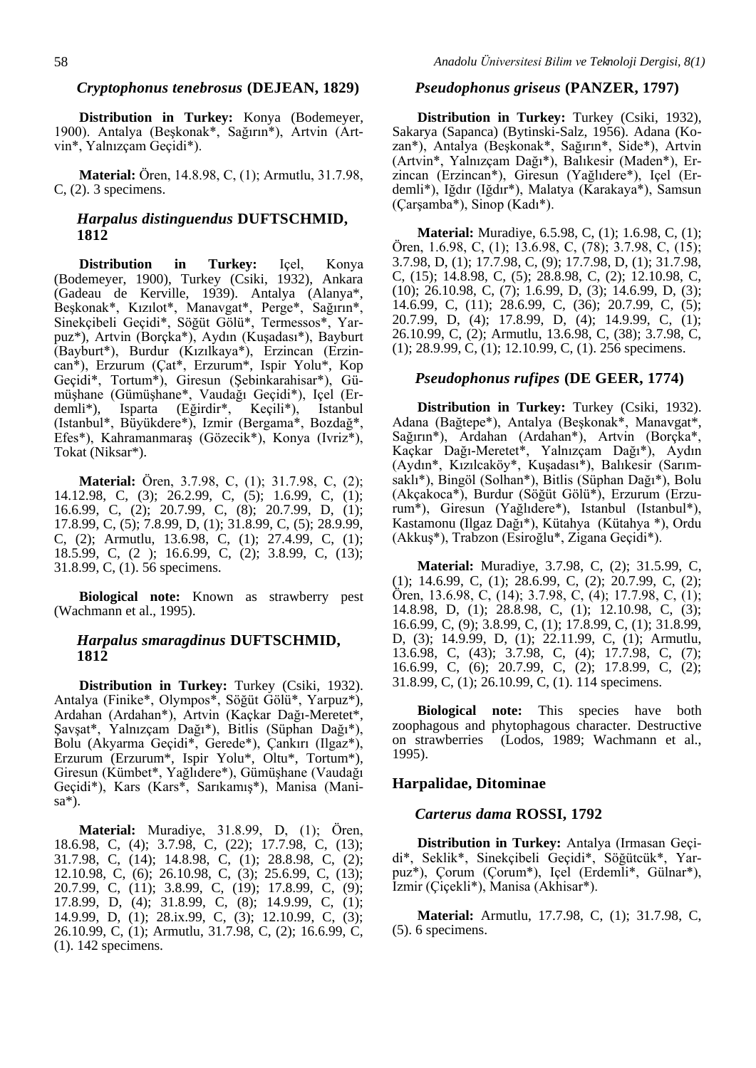### *Cryptophonus tenebrosus* (DEJEAN, 1829)

**Distribution in Turkey:** Konya (Bodemeyer, 1900). Antalya (Beşkonak*, Sağırın*), Artvin (Artvin*, Yalnızçam Geçidi*).

**Material:** Ören, 14.8.98, C, (1); Armutlu, 31.7.98, C, (2). 3 specimens.

### *Harpalus distinguendus* DUFTSCHMID, 1812

**Distribution in Turkey:** Içel, Konya (Bodemeyer, 1900), Turkey (Csiki, 1932), Ankara (Gadeau de Kerville, 1939). Antalya (Alanya*, Beşkonak*, Kızılot*, Manavgat*, Perge*, Sağırın*, Sinekçibeli Geçidi*, Söğüt Gölü*, Termessos*, Yarpuz*), Artvin (Borçka*), Aydın (Kuşadası*), Bayburt (Bayburt*), Burdur (Kızılkaya*), Erzincan (Erzincan*), Erzurum (Çat*, Erzurum*, Ispir Yolu*, Kop Geçidi*, Tortum*), Giresun (Şebinkarahisar*), Gümüşhane (Gümüşhane*, Vaudağı Geçidi*), Içel (Erdemli*), Isparta (Eğirdir*, Keçili*), Istanbul (Istanbul*, Büyükdere*), Izmir (Bergama*, Bozdağ*, Efes*), Kahramanmaraş (Gözecik*), Konya (Ivriz*), Tokat (Niksar*).

**Material:** Ören, 3.7.98, C, (1); 31.7.98, C, (2); 14.12.98, C, (3); 26.2.99, C, (5); 1.6.99, C, (1); 16.6.99, C, (2); 20.7.99, C, (8); 20.7.99, D, (1); 17.8.99, C, (5); 7.8.99, D, (1); 31.8.99, C, (5); 28.9.99, C, (2); Armutlu, 13.6.98, C, (1); 27.4.99, C, (1); 18.5.99, C, (2 ); 16.6.99, C, (2); 3.8.99, C, (13); 31.8.99, C, (1). 56 specimens.

**Biological note:** Known as strawberry pest (Wachmann et al., 1995).

### *Harpalus smaragdinus* DUFTSCHMID, 1812

**Distribution in Turkey:** Turkey (Csiki, 1932). Antalya (Finike*, Olympos*, Söğüt Gölü*, Yarpuz*), Ardahan (Ardahan*), Artvin (Kaçkar Dağı-Meretet*, Şavşat*, Yalnızçam Dağı*), Bitlis (Süphan Dağı*), Bolu (Akyarma Geçidi*, Gerede*), Çankırı (Ilgaz*), Erzurum (Erzurum*, Ispir Yolu*, Oltu*, Tortum*), Giresun (Kümbet*, Yağlıdere*), Gümüşhane (Vaudağı Geçidi*), Kars (Kars*, Sarıkamış*), Manisa (Manisa*).

**Material:** Muradiye, 31.8.99, D, (1); Ören, 18.6.98, C, (4); 3.7.98, C, (22); 17.7.98, C, (13); 31.7.98, C, (14); 14.8.98, C, (1); 28.8.98, C, (2); 12.10.98, C, (6); 26.10.98, C, (3); 25.6.99, C, (13); 20.7.99, C, (11); 3.8.99, C, (19); 17.8.99, C, (9); 17.8.99, D, (4); 31.8.99, C, (8); 14.9.99, C, (1); 14.9.99, D, (1); 28.ix.99, C, (3); 12.10.99, C, (3); 26.10.99, C, (1); Armutlu, 31.7.98, C, (2); 16.6.99, C, (1). 142 specimens.

### *Pseudophonus griseus* (PANZER, 1797)

**Distribution in Turkey:** Turkey (Csiki, 1932), Sakarya (Sapanca) (Bytinski-Salz, 1956). Adana (Kozan*), Antalya (Beşkonak*, Sağırın*, Side*), Artvin (Artvin*, Yalnızçam Dağı*), Balıkesir (Maden*), Erzincan (Erzincan*), Giresun (Yağlıdere*), Içel (Erdemli*), Iğdır (Iğdır*), Malatya (Karakaya*), Samsun (Çarşamba*), Sinop (Kadı*).

**Material:** Muradiye, 6.5.98, C, (1); 1.6.98, C, (1); Ören, 1.6.98, C, (1); 13.6.98, C, (78); 3.7.98, C, (15); 3.7.98, D, (1); 17.7.98, C, (9); 17.7.98, D, (1); 31.7.98, C, (15); 14.8.98, C, (5); 28.8.98, C, (2); 12.10.98, C, (10); 26.10.98, C, (7); 1.6.99, D, (3); 14.6.99, D, (3); 14.6.99, C, (11); 28.6.99, C, (36); 20.7.99, C, (5); 20.7.99, D, (4); 17.8.99, D, (4); 14.9.99, C, (1); 26.10.99, C, (2); Armutlu, 13.6.98, C, (38); 3.7.98, C, (1); 28.9.99, C, (1); 12.10.99, C, (1). 256 specimens.

### *Pseudophonus rufipes* (DE GEER, 1774)

**Distribution in Turkey:** Turkey (Csiki, 1932). Adana (Bağtepe*), Antalya (Beşkonak*, Manavgat*, Sağırın*), Ardahan (Ardahan*), Artvin (Borçka*, Kaçkar Dağı-Meretet*, Yalnızçam Dağı*), Aydın (Aydın*, Kızılcaköy*, Kuşadası*), Balıkesir (Sarımsaklı*), Bingöl (Solhan*), Bitlis (Süphan Dağı*), Bolu (Akçakoca*), Burdur (Söğüt Gölü*), Erzurum (Erzurum*), Giresun (Yağlıdere*), Istanbul (Istanbul*), Kastamonu (Ilgaz Dağı*), Kütahya (Kütahya *), Ordu (Akkuş*), Trabzon (Esiroğlu*, Zigana Geçidi*).

**Material:** Muradiye, 3.7.98, C, (2); 31.5.99, C, (1); 14.6.99, C, (1); 28.6.99, C, (2); 20.7.99, C, (2); Ören, 13.6.98, C, (14); 3.7.98, C, (4); 17.7.98, C, (1); 14.8.98, D, (1); 28.8.98, C, (1); 12.10.98, C, (3); 16.6.99, C, (9); 3.8.99, C, (1); 17.8.99, C, (1); 31.8.99, D, (3); 14.9.99, D, (1); 22.11.99, C, (1); Armutlu, 13.6.98, C, (43); 3.7.98, C, (4); 17.7.98, C, (7); 16.6.99, C, (6); 20.7.99, C, (2); 17.8.99, C, (2); 31.8.99, C, (1); 26.10.99, C, (1). 114 specimens.

**Biological note:** This species have both zoophagous and phytophagous character. Destructive on strawberries (Lodos, 1989; Wachmann et al., 1995).

## Harpalidae, Ditominae

### *Carterus dama* ROSSI, 1792

**Distribution in Turkey:** Antalya (Irmasan Geçidi*, Seklik*, Sinekçibeli Geçidi*, Söğütcük*, Yarpuz*), Çorum (Çorum*), Içel (Erdemli*, Gülnar*), Izmir (Çiçekli*), Manisa (Akhisar*).

**Material:** Armutlu, 17.7.98, C, (1); 31.7.98, C, (5). 6 specimens.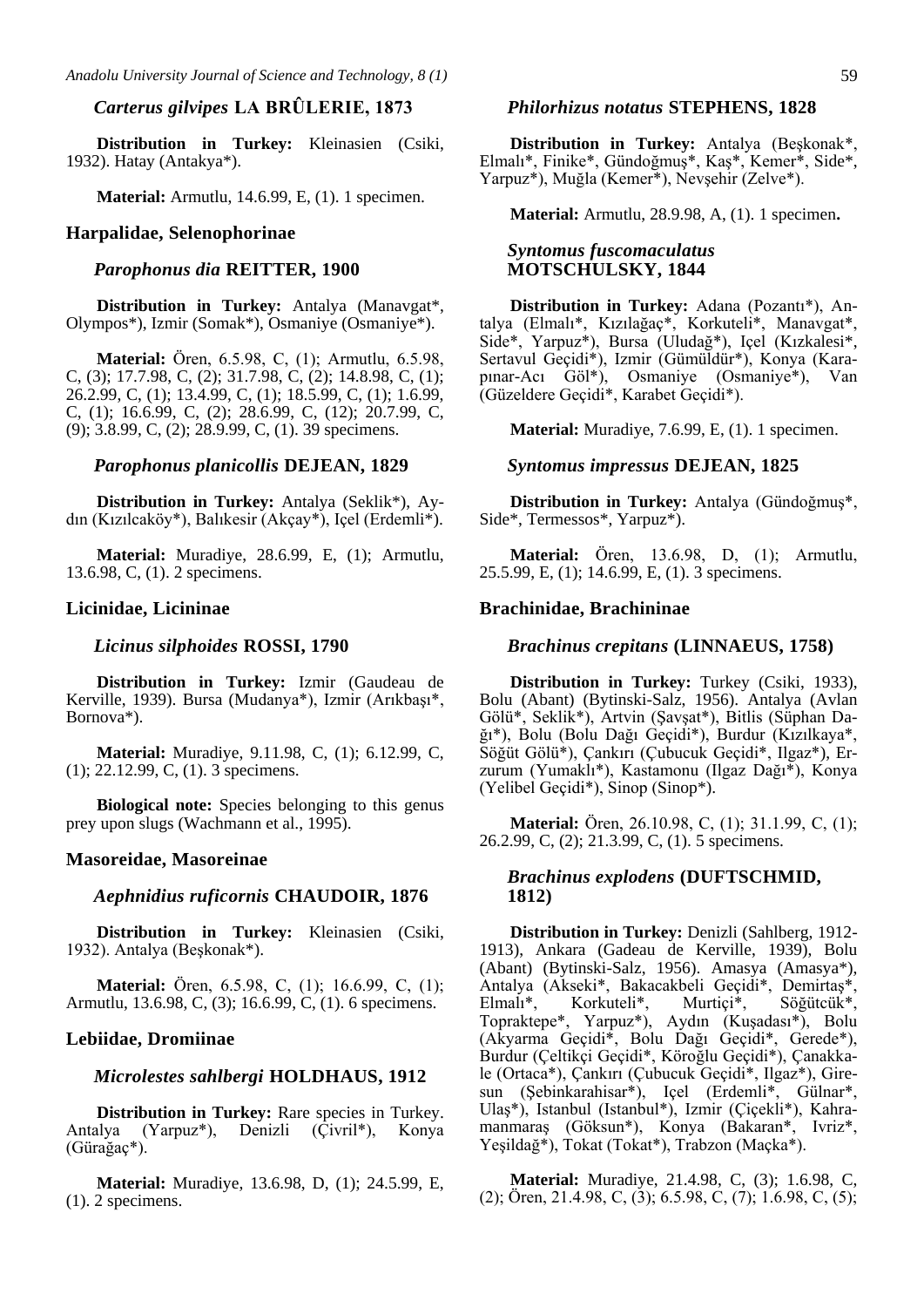### *Carterus gilvipes* LA BRÛLERIE, 1873

**Distribution in Turkey:** Kleinasien (Csiki, 1932). Hatay (Antakya*).

**Material:** Armutlu, 14.6.99, E, (1). 1 specimen.

## Harpalidae, Selenophorinae

### *Parophonus dia* REITTER, 1900

**Distribution in Turkey:** Antalya (Manavgat*, Olympos*), Izmir (Somak*), Osmaniye (Osmaniye*).

**Material:** Ören, 6.5.98, C, (1); Armutlu, 6.5.98, C, (3); 17.7.98, C, (2); 31.7.98, C, (2); 14.8.98, C, (1); 26.2.99, C, (1); 13.4.99, C, (1); 18.5.99, C, (1); 1.6.99, C, (1); 16.6.99, C, (2); 28.6.99, C, (12); 20.7.99, C, (9); 3.8.99, C, (2); 28.9.99, C, (1). 39 specimens.

### *Parophonus planicollis* DEJEAN, 1829

**Distribution in Turkey:** Antalya (Seklik*), Aydın (Kızılcaköy*), Balıkesir (Akçay*), Içel (Erdemli*).

**Material:** Muradiye, 28.6.99, E, (1); Armutlu, 13.6.98, C, (1). 2 specimens.

## Licinidae, Licininae

### *Licinus silphoides* ROSSI, 1790

**Distribution in Turkey:** Izmir (Gaudeau de Kerville, 1939). Bursa (Mudanya*), Izmir (Arıkbaşı*, Bornova*).

**Material:** Muradiye, 9.11.98, C, (1); 6.12.99, C, (1); 22.12.99, C, (1). 3 specimens.

**Biological note:** Species belonging to this genus prey upon slugs (Wachmann et al., 1995).

## Masoreidae, Masoreinae

### *Aephnidius ruficornis* CHAUDOIR, 1876

**Distribution in Turkey:** Kleinasien (Csiki, 1932). Antalya (Beşkonak*).

**Material:** Ören, 6.5.98, C, (1); 16.6.99, C, (1); Armutlu, 13.6.98, C, (3); 16.6.99, C, (1). 6 specimens.

## Lebiidae, Dromiinae

### *Microlestes sahlbergi* HOLDHAUS, 1912

**Distribution in Turkey:** Rare species in Turkey. Antalya (Yarpuz*), Denizli (Çivril*), Konya (Gürağaç*).

**Material:** Muradiye, 13.6.98, D, (1); 24.5.99, E, (1). 2 specimens.

### *Philorhizus notatus* STEPHENS, 1828

**Distribution in Turkey:** Antalya (Beşkonak*, Elmalı*, Finike*, Gündoğmuş*, Kaş*, Kemer*, Side*, Yarpuz*), Muğla (Kemer*), Nevşehir (Zelve*).

**Material:** Armutlu, 28.9.98, A, (1). 1 specimen**.**

### *Syntomus fuscomaculatus* MOTSCHULSKY, 1844

**Distribution in Turkey:** Adana (Pozantı*), Antalya (Elmalı*, Kızılağaç*, Korkuteli*, Manavgat*, Side*, Yarpuz*), Bursa (Uludağ*), Içel (Kızkalesi*, Sertavul Geçidi*), Izmir (Gümüldür*), Konya (Karapınar-Acı Göl*), Osmaniye (Osmaniye*), Van (Güzeldere Geçidi*, Karabet Geçidi*).

**Material:** Muradiye, 7.6.99, E, (1). 1 specimen.

### *Syntomus impressus* DEJEAN, 1825

**Distribution in Turkey:** Antalya (Gündoğmuş*, Side*, Termessos*, Yarpuz*).

**Material:** Ören, 13.6.98, D, (1); Armutlu, 25.5.99, E, (1); 14.6.99, E, (1). 3 specimens.

## Brachinidae, Brachininae

### *Brachinus crepitans* (LINNAEUS, 1758)

**Distribution in Turkey:** Turkey (Csiki, 1933), Bolu (Abant) (Bytinski-Salz, 1956). Antalya (Avlan Gölü*, Seklik*), Artvin (Şavşat*), Bitlis (Süphan Dağı*), Bolu (Bolu Dağı Geçidi*), Burdur (Kızılkaya*, Söğüt Gölü*), Çankırı (Çubucuk Geçidi*, Ilgaz*), Erzurum (Yumaklı*), Kastamonu (Ilgaz Dağı*), Konya (Yelibel Geçidi*), Sinop (Sinop*).

**Material:** Ören, 26.10.98, C, (1); 31.1.99, C, (1); 26.2.99, C, (2); 21.3.99, C, (1). 5 specimens.

### *Brachinus explodens* (DUFTSCHMID, 1812)

**Distribution in Turkey:** Denizli (Sahlberg, 1912-1913), Ankara (Gadeau de Kerville, 1939), Bolu (Abant) (Bytinski-Salz, 1956). Amasya (Amasya*), Antalya (Akseki*, Bakacakbeli Geçidi*, Demirtaş*, Elmalı*, Korkuteli*, Murtiçi*, Söğütcük*, Topraktepe*, Yarpuz*), Aydın (Kuşadası*), Bolu (Akyarma Geçidi*, Bolu Dağı Geçidi*, Gerede*), Burdur (Çeltikçi Geçidi*, Köroğlu Geçidi*), Çanakkale (Ortaca*), Çankırı (Çubucuk Geçidi*, Ilgaz*), Giresun (Şebinkarahisar*), Içel (Erdemli*, Gülnar*, Ulaş*), Istanbul (Istanbul*), Izmir (Çiçekli*), Kahramanmaraş (Göksun*), Konya (Bakaran*, Ivriz*, Yeşildağ*), Tokat (Tokat*), Trabzon (Maçka*).

**Material:** Muradiye, 21.4.98, C, (3); 1.6.98, C, (2); Ören, 21.4.98, C, (3); 6.5.98, C, (7); 1.6.98, C, (5);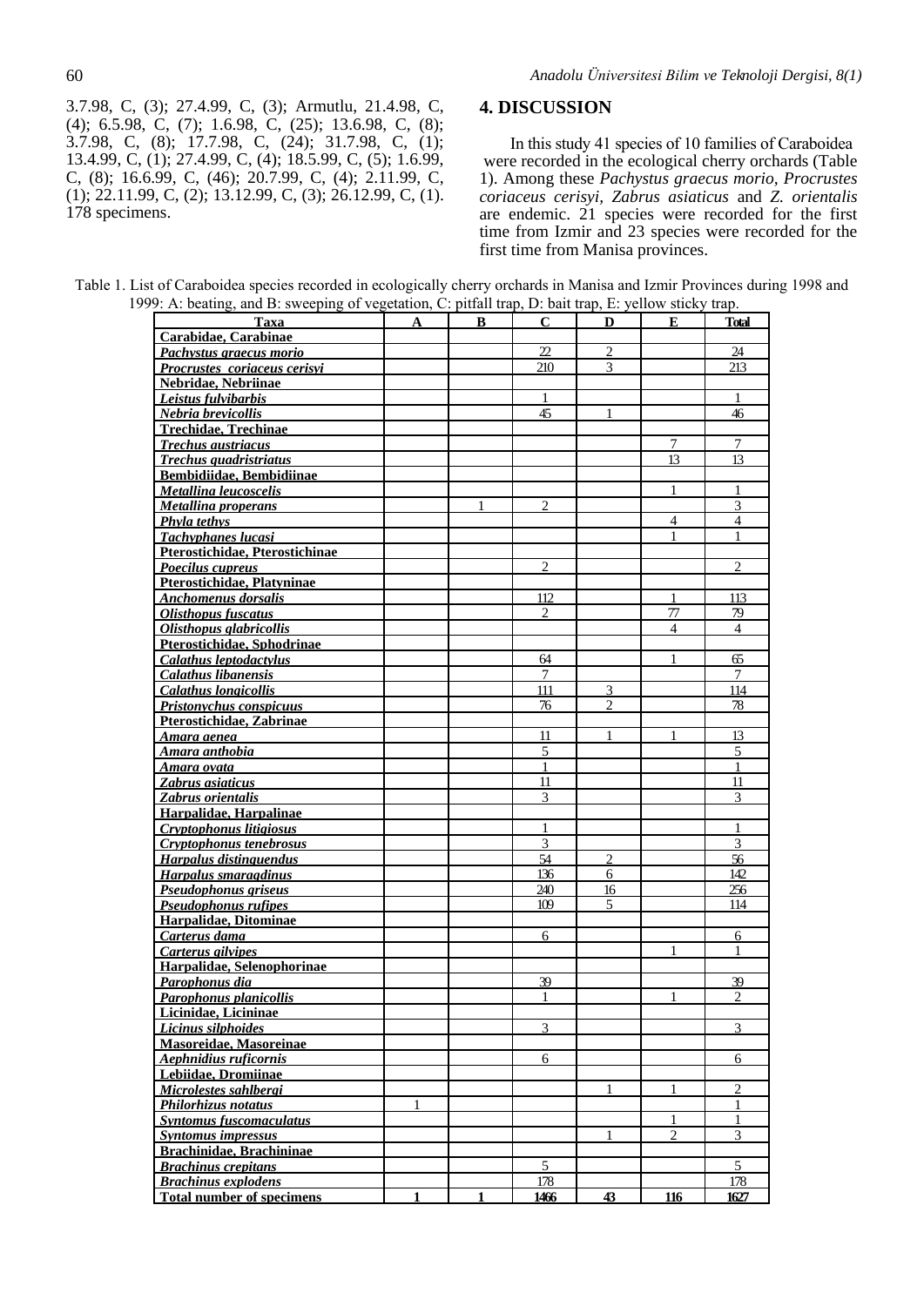3.7.98, C, (3); 27.4.99, C, (3); Armutlu, 21.4.98, C, (4); 6.5.98, C, (7); 1.6.98, C, (25); 13.6.98, C, (8); 3.7.98, C, (8); 17.7.98, C, (24); 31.7.98, C, (1); 13.4.99, C, (1); 27.4.99, C, (4); 18.5.99, C, (5); 1.6.99, C, (8); 16.6.99, C, (46); 20.7.99, C, (4); 2.11.99, C, (1); 22.11.99, C, (2); 13.12.99, C, (3); 26.12.99, C, (1). 178 specimens.

## 4. DISCUSSION

In this study 41 species of 10 families of Caraboidea were recorded in the ecological cherry orchards (Table 1). Among these *Pachystus graecus morio*, *Procrustes coriaceus cerisyi, Zabrus asiaticus* and *Z. orientalis* are endemic. 21 species were recorded for the first time from Izmir and 23 species were recorded for the first time from Manisa provinces.

Table 1. List of Caraboidea species recorded in ecologically cherry orchards in Manisa and Izmir Provinces during 1998 and 1999: A: beating, and B: sweeping of vegetation, C: pitfall trap, D: bait trap, E: yellow sticky trap.

| Taxa | A | B | C | D | E | Total |
|---|---|---|---|---|---|---|
| **Carabidae, Carabinae** | | | | | | |
| ***Pachystus graecus morio*** | | | 22 | 2 | | 24 |
| ***Procrustes coriaceus cerisyi*** | | | 210 | 3 | | 213 |
| **Nebridae, Nebriinae** | | | | | | |
| ***Leistus fulvibarbis*** | | | 1 | | | 1 |
| ***Nebria brevicollis*** | | | 45 | 1 | | 46 |
| **Trechidae, Trechinae** | | | | | | |
| ***Trechus austriacus*** | | | | | 7 | 7 |
| ***Trechus quadristriatus*** | | | | | 13 | 13 |
| **Bembidiidae, Bembidiinae** | | | | | | |
| ***Metallina leucoscelis*** | | | | | 1 | 1 |
| ***Metallina properans*** | | 1 | 2 | | | 3 |
| ***Phyla tethys*** | | | | | 4 | 4 |
| ***Tachyphanes lucasi*** | | | | | 1 | 1 |
| **Pterostichidae, Pterostichinae** | | | | | | |
| ***Poecilus cupreus*** | | | 2 | | | 2 |
| **Pterostichidae, Platyninae** | | | | | | |
| ***Anchomenus dorsalis*** | | | 112 | | 1 | 113 |
| ***Olisthopus fuscatus*** | | | 2 | | 77 | 79 |
| ***Olisthopus glabricollis*** | | | | | 4 | 4 |
| **Pterostichidae, Sphodrinae** | | | | | | |
| ***Calathus leptodactylus*** | | | 64 | | 1 | 65 |
| ***Calathus libanensis*** | | | 7 | | | 7 |
| ***Calathus longicollis*** | | | 111 | 3 | | 114 |
| ***Pristonychus conspicuus*** | | | 76 | 2 | | 78 |
| **Pterostichidae, Zabrinae** | | | | | | |
| ***Amara aenea*** | | | 11 | 1 | 1 | 13 |
| ***Amara anthobia*** | | | 5 | | | 5 |
| ***Amara ovata*** | | | 1 | | | 1 |
| ***Zabrus asiaticus*** | | | 11 | | | 11 |
| ***Zabrus orientalis*** | | | 3 | | | 3 |
| **Harpalidae, Harpalinae** | | | | | | |
| ***Cryptophonus litigiosus*** | | | 1 | | | 1 |
| ***Cryptophonus tenebrosus*** | | | 3 | | | 3 |
| ***Harpalus distinguendus*** | | | 54 | 2 | | 56 |
| ***Harpalus smaragdinus*** | | | 136 | 6 | | 142 |
| ***Pseudophonus griseus*** | | | 240 | 16 | | 256 |
| ***Pseudophonus rufipes*** | | | 109 | 5 | | 114 |
| **Harpalidae, Ditominae** | | | | | | |
| ***Carterus dama*** | | | 6 | | | 6 |
| ***Carterus gilvipes*** | | | | | 1 | 1 |
| **Harpalidae, Selenophorinae** | | | | | | |
| ***Parophonus dia*** | | | 39 | | | 39 |
| ***Parophonus planicollis*** | | | 1 | | 1 | 2 |
| **Licinidae, Licininae** | | | | | | |
| ***Licinus silphoides*** | | | 3 | | | 3 |
| **Masoreidae, Masoreinae** | | | | | | |
| ***Aephnidius ruficornis*** | | | 6 | | | 6 |
| **Lebiidae, Dromiinae** | | | | | | |
| ***Microlestes sahlbergi*** | | | | 1 | 1 | 2 |
| ***Philorhizus notatus*** | 1 | | | | | 1 |
| ***Syntomus fuscomaculatus*** | | | | | 1 | 1 |
| ***Syntomus impressus*** | | | | 1 | 2 | 3 |
| **Brachinidae, Brachininae** | | | | | | |
| ***Brachinus crepitans*** | | | 5 | | | 5 |
| ***Brachinus explodens*** | | | 178 | | | 178 |
| **Total number of specimens** | **1** | **1** | **1466** | **43** | **116** | **1627** |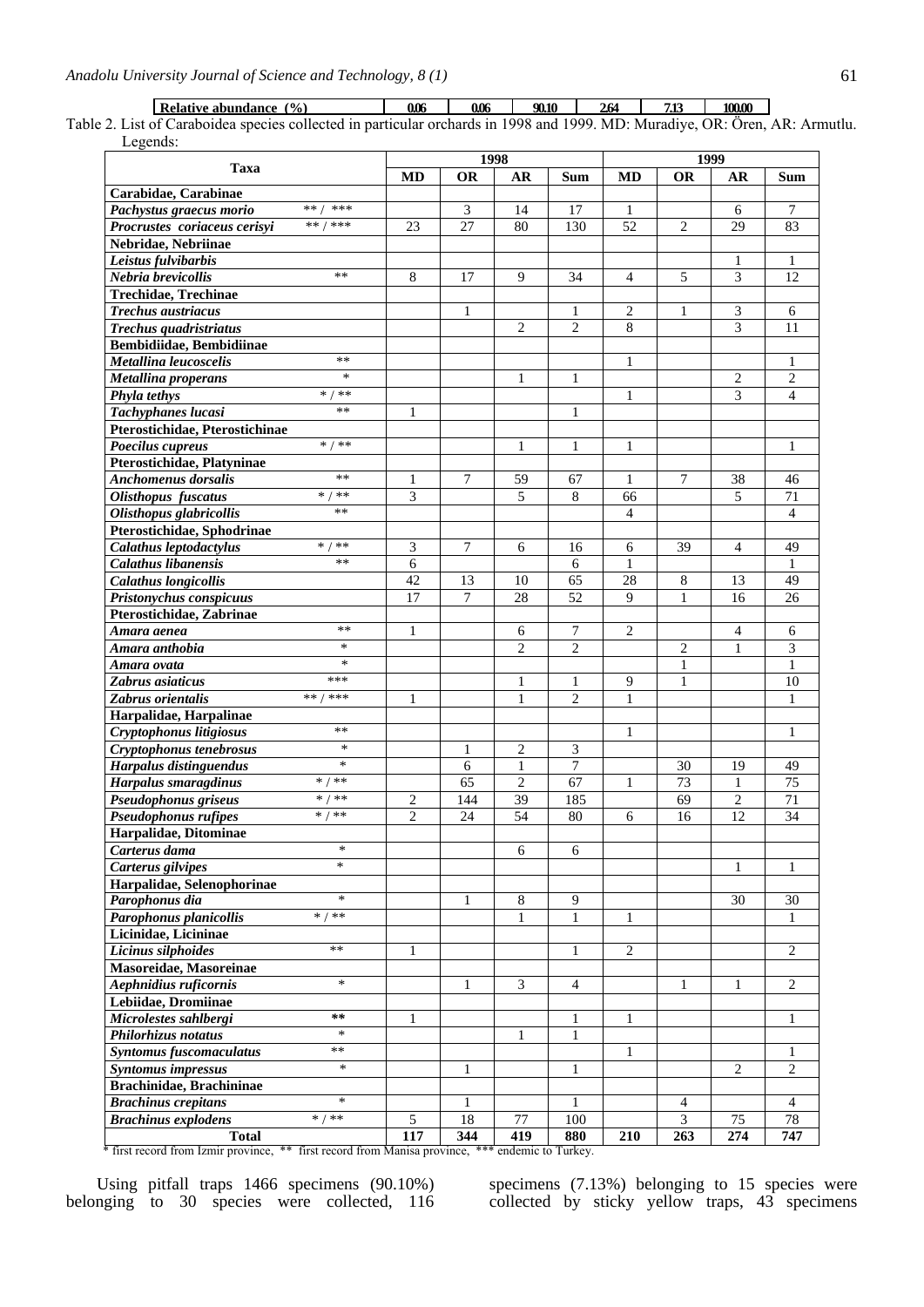| Relative abundance (%) | 0.06 | 0.06 | 90.10 | 2.64 | 7.13 | 100.00 |
|---|---|---|---|---|---|---|

Table 2. List of Caraboidea species collected in particular orchards in 1998 and 1999. MD: Muradiye, OR: Ören, AR: Armutlu. Legends:

| Taxa | | 1998 | | | | 1999 | | | |
|---|---|---|---|---|---|---|---|---|---|
| | | MD | OR | AR | Sum | MD | OR | AR | Sum |
| **Carabidae, Carabinae** | | | | | | | | | |
| ***Pachystus graecus morio*** | ** / *** | | 3 | 14 | 17 | 1 | | 6 | 7 |
| ***Procrustes coriaceus cerisyi*** | ** / *** | 23 | 27 | 80 | 130 | 52 | 2 | 29 | 83 |
| **Nebridae, Nebriinae** | | | | | | | | | |
| ***Leistus fulvibarbis*** | | | | | | | | 1 | 1 |
| ***Nebria brevicollis*** | ** | 8 | 17 | 9 | 34 | 4 | 5 | 3 | 12 |
| **Trechidae, Trechinae** | | | | | | | | | |
| ***Trechus austriacus*** | | | 1 | | 1 | 2 | 1 | 3 | 6 |
| ***Trechus quadristriatus*** | | | | 2 | 2 | 8 | | 3 | 11 |
| **Bembidiidae, Bembidiinae** | | | | | | | | | |
| ***Metallina leucoscelis*** | ** | | | | | 1 | | | 1 |
| ***Metallina properans*** | * | | | 1 | 1 | | | 2 | 2 |
| ***Phyla tethys*** | * / ** | | | | | 1 | | 3 | 4 |
| ***Tachyphanes lucasi*** | ** | 1 | | | 1 | | | | |
| **Pterostichidae, Pterostichinae** | | | | | | | | | |
| ***Poecilus cupreus*** | * / ** | | | 1 | 1 | 1 | | | 1 |
| **Pterostichidae, Platyninae** | | | | | | | | | |
| ***Anchomenus dorsalis*** | ** | 1 | 7 | 59 | 67 | 1 | 7 | 38 | 46 |
| ***Olisthopus fuscatus*** | * / ** | 3 | | 5 | 8 | 66 | | 5 | 71 |
| ***Olisthopus glabricollis*** | ** | | | | | 4 | | | 4 |
| **Pterostichidae, Sphodrinae** | | | | | | | | | |
| ***Calathus leptodactylus*** | * / ** | 3 | 7 | 6 | 16 | 6 | 39 | 4 | 49 |
| ***Calathus libanensis*** | ** | 6 | | | 6 | 1 | | | 1 |
| ***Calathus longicollis*** | | 42 | 13 | 10 | 65 | 28 | 8 | 13 | 49 |
| ***Pristonychus conspicuus*** | | 17 | 7 | 28 | 52 | 9 | 1 | 16 | 26 |
| **Pterostichidae, Zabrinae** | | | | | | | | | |
| ***Amara aenea*** | ** | 1 | | 6 | 7 | 2 | | 4 | 6 |
| ***Amara anthobia*** | * | | | 2 | 2 | | 2 | 1 | 3 |
| ***Amara ovata*** | * | | | | | | 1 | | 1 |
| ***Zabrus asiaticus*** | *** | | | 1 | 1 | 9 | 1 | | 10 |
| ***Zabrus orientalis*** | ** / *** | 1 | | 1 | 2 | 1 | | | 1 |
| **Harpalidae, Harpalinae** | | | | | | | | | |
| ***Cryptophonus litigiosus*** | ** | | | | | 1 | | | 1 |
| ***Cryptophonus tenebrosus*** | * | | 1 | 2 | 3 | | | | |
| ***Harpalus distinguendus*** | * | | 6 | 1 | 7 | | 30 | 19 | 49 |
| ***Harpalus smaragdinus*** | * / ** | | 65 | 2 | 67 | 1 | 73 | 1 | 75 |
| ***Pseudophonus griseus*** | * / ** | 2 | 144 | 39 | 185 | | 69 | 2 | 71 |
| ***Pseudophonus rufipes*** | * / ** | 2 | 24 | 54 | 80 | 6 | 16 | 12 | 34 |
| **Harpalidae, Ditominae** | | | | | | | | | |
| ***Carterus dama*** | * | | | 6 | 6 | | | | |
| ***Carterus gilvipes*** | * | | | | | | | 1 | 1 |
| **Harpalidae, Selenophorinae** | | | | | | | | | |
| ***Parophonus dia*** | * | | 1 | 8 | 9 | | | 30 | 30 |
| ***Parophonus planicollis*** | * / ** | | | 1 | 1 | 1 | | | 1 |
| **Licinidae, Licininae** | | | | | | | | | |
| ***Licinus silphoides*** | ** | 1 | | | 1 | 2 | | | 2 |
| **Masoreidae, Masoreinae** | | | | | | | | | |
| ***Aephnidius ruficornis*** | * | | 1 | 3 | 4 | | 1 | 1 | 2 |
| **Lebiidae, Dromiinae** | | | | | | | | | |
| ***Microlestes sahlbergi*** | ** | 1 | | | 1 | 1 | | | 1 |
| ***Philorhizus notatus*** | * | | | 1 | 1 | | | | |
| ***Syntomus fuscomaculatus*** | ** | | | | | 1 | | | 1 |
| ***Syntomus impressus*** | * | | 1 | | 1 | | | 2 | 2 |
| **Brachinidae, Brachininae** | | | | | | | | | |
| ***Brachinus crepitans*** | * | | 1 | | 1 | | 4 | | 4 |
| ***Brachinus explodens*** | * / ** | 5 | 18 | 77 | 100 | | 3 | 75 | 78 |
| **Total** | | **117** | **344** | **419** | **880** | **210** | **263** | **274** | **747** |

\* first record from Izmir province, ** first record from Manisa province, *** endemic to Turkey.

Using pitfall traps 1466 specimens (90.10%) belonging to 30 species were collected, 116 specimens (7.13%) belonging to 15 species were collected by sticky yellow traps, 43 specimens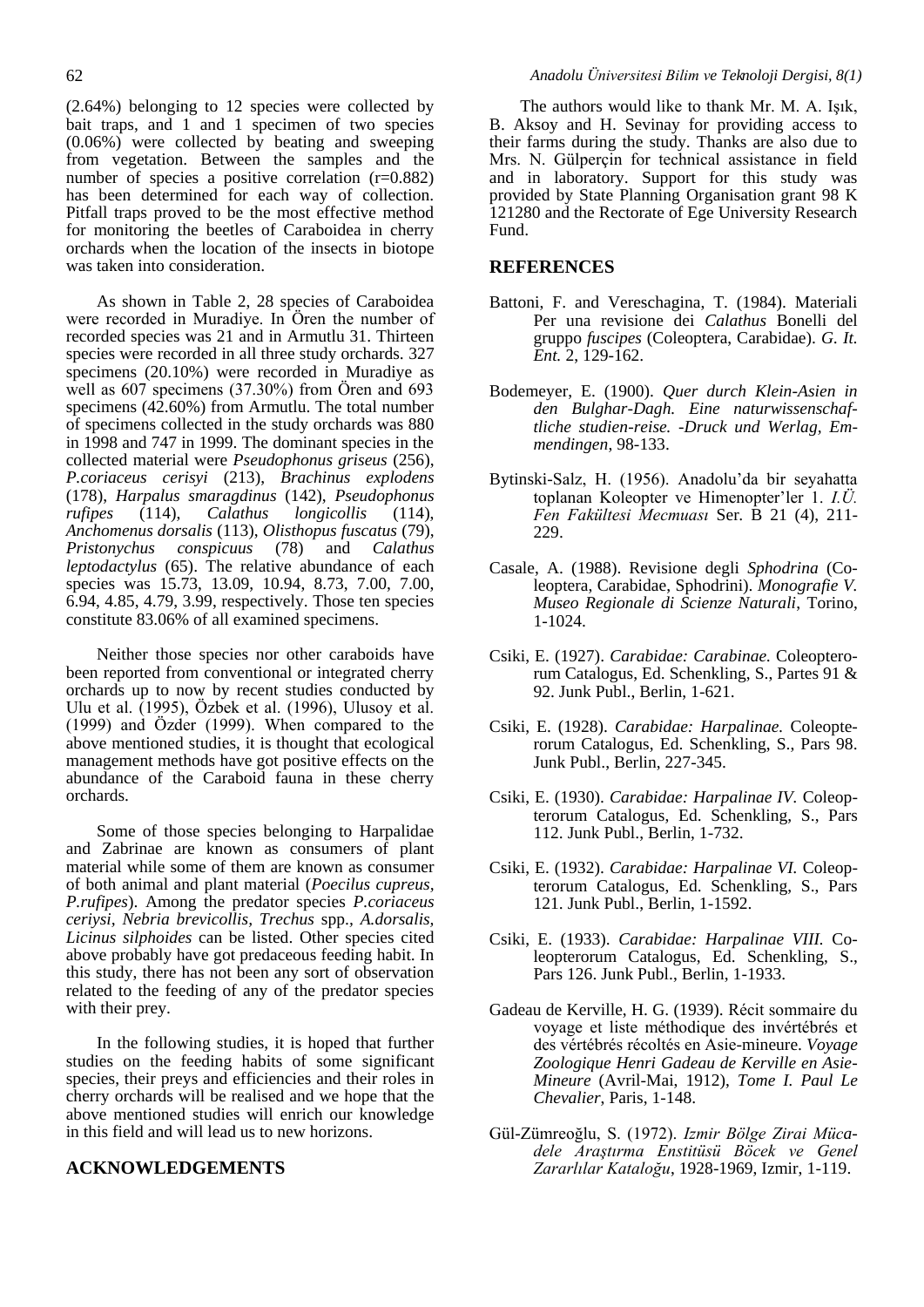(2.64%) belonging to 12 species were collected by bait traps, and 1 and 1 specimen of two species (0.06%) were collected by beating and sweeping from vegetation. Between the samples and the number of species a positive correlation (r=0.882) has been determined for each way of collection. Pitfall traps proved to be the most effective method for monitoring the beetles of Caraboidea in cherry orchards when the location of the insects in biotope was taken into consideration.

As shown in Table 2, 28 species of Caraboidea were recorded in Muradiye. In Ören the number of recorded species was 21 and in Armutlu 31. Thirteen species were recorded in all three study orchards. 327 specimens (20.10%) were recorded in Muradiye as well as 607 specimens (37.30%) from Ören and 693 specimens (42.60%) from Armutlu. The total number of specimens collected in the study orchards was 880 in 1998 and 747 in 1999. The dominant species in the collected material were *Pseudophonus griseus* (256), *P.coriaceus cerisyi* (213), *Brachinus explodens* (178), *Harpalus smaragdinus* (142), *Pseudophonus rufipes* (114), *Calathus longicollis* (114), *Anchomenus dorsalis* (113), *Olisthopus fuscatus* (79), *Pristonychus conspicuus* (78) and *Calathus leptodactylus* (65). The relative abundance of each species was 15.73, 13.09, 10.94, 8.73, 7.00, 7.00, 6.94, 4.85, 4.79, 3.99, respectively. Those ten species constitute 83.06% of all examined specimens.

Neither those species nor other caraboids have been reported from conventional or integrated cherry orchards up to now by recent studies conducted by Ulu et al. (1995), Özbek et al. (1996), Ulusoy et al. (1999) and Özder (1999). When compared to the above mentioned studies, it is thought that ecological management methods have got positive effects on the abundance of the Caraboid fauna in these cherry orchards.

Some of those species belonging to Harpalidae and Zabrinae are known as consumers of plant material while some of them are known as consumer of both animal and plant material (*Poecilus cupreus, P.rufipes*). Among the predator species *P.coriaceus ceriysi, Nebria brevicollis, Trechus* spp., *A.dorsalis, Licinus silphoides* can be listed. Other species cited above probably have got predaceous feeding habit. In this study, there has not been any sort of observation related to the feeding of any of the predator species with their prey.

In the following studies, it is hoped that further studies on the feeding habits of some significant species, their preys and efficiencies and their roles in cherry orchards will be realised and we hope that the above mentioned studies will enrich our knowledge in this field and will lead us to new horizons.

## ACKNOWLEDGEMENTS

The authors would like to thank Mr. M. A. Işık, B. Aksoy and H. Sevinay for providing access to their farms during the study. Thanks are also due to Mrs. N. Gülperçin for technical assistance in field and in laboratory. Support for this study was provided by State Planning Organisation grant 98 K 121280 and the Rectorate of Ege University Research Fund.

## REFERENCES

Battoni, F. and Vereschagina, T. (1984). Materiali Per una revisione dei *Calathus* Bonelli del gruppo *fuscipes* (Coleoptera, Carabidae). *G. It. Ent.* 2, 129-162.

Bodemeyer, E. (1900). *Quer durch Klein-Asien in den Bulghar-Dagh. Eine naturwissenschaftliche studien-reise. -Druck und Werlag, Emmendingen*, 98-133.

Bytinski-Salz, H. (1956). Anadolu'da bir seyahatta toplanan Koleopter ve Himenopter'ler 1. *I.Ü. Fen Fakültesi Mecmuası* Ser. B 21 (4), 211-229.

Casale, A. (1988). Revisione degli *Sphodrina* (Coleoptera, Carabidae, Sphodrini). *Monografie V. Museo Regionale di Scienze Naturali*, Torino, 1-1024.

Csiki, E. (1927). *Carabidae: Carabinae*. Coleopterorum Catalogus, Ed. Schenkling, S., Partes 91 & 92. Junk Publ., Berlin, 1-621.

Csiki, E. (1928). *Carabidae: Harpalinae.* Coleopterorum Catalogus, Ed. Schenkling, S., Pars 98. Junk Publ., Berlin, 227-345.

Csiki, E. (1930). *Carabidae: Harpalinae IV*. Coleopterorum Catalogus, Ed. Schenkling, S., Pars 112. Junk Publ., Berlin, 1-732.

Csiki, E. (1932). *Carabidae: Harpalinae VI.* Coleopterorum Catalogus, Ed. Schenkling, S., Pars 121. Junk Publ., Berlin, 1-1592.

Csiki, E. (1933). *Carabidae: Harpalinae VIII.* Coleopterorum Catalogus, Ed. Schenkling, S., Pars 126. Junk Publ., Berlin, 1-1933.

Gadeau de Kerville, H. G. (1939). Récit sommaire du voyage et liste méthodique des invértébrés et des vértébrés récoltés en Asie-mineure. *Voyage Zoologique Henri Gadeau de Kerville en Asie-Mineure* (Avril-Mai, 1912), *Tome I. Paul Le Chevalier*, Paris, 1-148.

Gül-Zümreoğlu, S. (1972). *Izmir Bölge Zirai Mücadele Araştırma Enstitüsü Böcek ve Genel Zararlılar Kataloğu*, 1928-1969, Izmir, 1-119.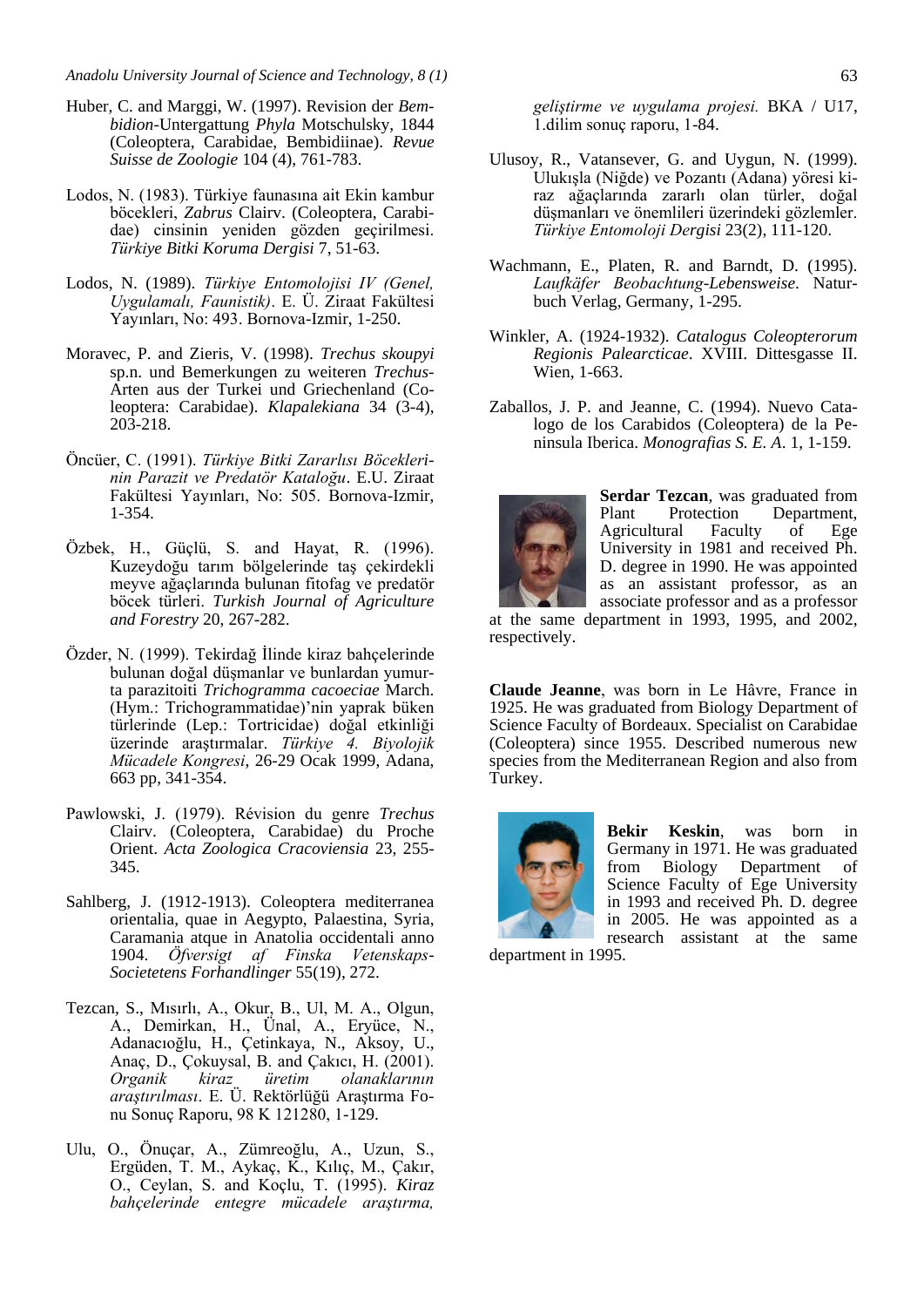Huber, C. and Marggi, W. (1997). Revision der *Bembidion*-Untergattung *Phyla* Motschulsky, 1844 (Coleoptera, Carabidae, Bembidiinae). *Revue Suisse de Zoologie* 104 (4), 761-783.

Lodos, N. (1983). Türkiye faunasına ait Ekin kambur böcekleri, *Zabrus* Clairv. (Coleoptera, Carabidae) cinsinin yeniden gözden geçirilmesi. *Türkiye Bitki Koruma Dergisi* 7, 51-63.

Lodos, N. (1989). *Türkiye Entomolojisi IV (Genel, Uygulamalı, Faunistik)*. E. Ü. Ziraat Fakültesi Yayınları, No: 493. Bornova-Izmir, 1-250.

Moravec, P. and Zieris, V. (1998). *Trechus skoupyi* sp.n. und Bemerkungen zu weiteren *Trechus*-Arten aus der Turkei und Griechenland (Coleoptera: Carabidae). *Klapalekiana* 34 (3-4), 203-218.

Öncüer, C. (1991). *Türkiye Bitki Zararlısı Böceklerinin Parazit ve Predatör Kataloğu*. E.U. Ziraat Fakültesi Yayınları, No: 505. Bornova-Izmir, 1-354.

Özbek, H., Güçlü, S. and Hayat, R. (1996). Kuzeydoğu tarım bölgelerinde taş çekirdekli meyve ağaçlarında bulunan fitofag ve predatör böcek türleri. *Turkish Journal of Agriculture and Forestry* 20, 267-282.

Özder, N. (1999). Tekirdağ İlinde kiraz bahçelerinde bulunan doğal düşmanlar ve bunlardan yumurta parazitoiti *Trichogramma cacoeciae* March. (Hym.: Trichogrammatidae)'nin yaprak büken türlerinde (Lep.: Tortricidae) doğal etkinliği üzerinde araştırmalar. *Türkiye 4. Biyolojik Mücadele Kongresi*, 26-29 Ocak 1999, Adana, 663 pp, 341-354.

Pawlowski, J. (1979). Révision du genre *Trechus* Clairv. (Coleoptera, Carabidae) du Proche Orient. *Acta Zoologica Cracoviensia* 23, 255-345.

Sahlberg, J. (1912-1913). Coleoptera mediterranea orientalia, quae in Aegypto, Palaestina, Syria, Caramania atque in Anatolia occidentali anno 1904. *Öfversigt af Finska Vetenskaps-Societetens Forhandlinger* 55(19), 272.

Tezcan, S., Mısırlı, A., Okur, B., Ul, M. A., Olgun, A., Demirkan, H., Ünal, A., Eryüce, N., Adanacıoğlu, H., Çetinkaya, N., Aksoy, U., Anaç, D., Çokuysal, B. and Çakıcı, H. (2001). *Organik kiraz üretim olanaklarının araştırılması*. E. Ü. Rektörlüğü Araştırma Fonu Sonuç Raporu, 98 K 121280, 1-129.

Ulu, O., Önuçar, A., Zümreoğlu, A., Uzun, S., Ergüden, T. M., Aykaç, K., Kılıç, M., Çakır, O., Ceylan, S. and Koçlu, T. (1995). *Kiraz bahçelerinde entegre mücadele araştırma, geliştirme ve uygulama projesi.* BKA / U17, 1.dilim sonuç raporu, 1-84.

Ulusoy, R., Vatansever, G. and Uygun, N. (1999). Ulukışla (Niğde) ve Pozantı (Adana) yöresi kiraz ağaçlarında zararlı olan türler, doğal düşmanları ve önemlileri üzerindeki gözlemler. *Türkiye Entomoloji Dergisi* 23(2), 111-120.

Wachmann, E., Platen, R. and Barndt, D. (1995). *Laufkäfer Beobachtung-Lebensweise*. Naturbuch Verlag, Germany, 1-295.

Winkler, A. (1924-1932). *Catalogus Coleopterorum Regionis Palearcticae*. XVIII. Dittesgasse II. Wien, 1-663.

Zaballos, J. P. and Jeanne, C. (1994). Nuevo Catalogo de los Carabidos (Coleoptera) de la Peninsula Iberica. *Monografias S. E. A.* 1, 1-159.

**Serdar Tezcan**, was graduated from Plant Protection Department, Agricultural Faculty of Ege University in 1981 and received Ph. D. degree in 1990. He was appointed as an assistant professor, as an associate professor and as a professor at the same department in 1993, 1995, and 2002, respectively.

**Claude Jeanne**, was born in Le Hâvre, France in 1925. He was graduated from Biology Department of Science Faculty of Bordeaux. Specialist on Carabidae (Coleoptera) since 1955. Described numerous new species from the Mediterranean Region and also from Turkey.

**Bekir Keskin**, was born in Germany in 1971. He was graduated from Biology Department of Science Faculty of Ege University in 1993 and received Ph. D. degree in 2005. He was appointed as a research assistant at the same department in 1995.